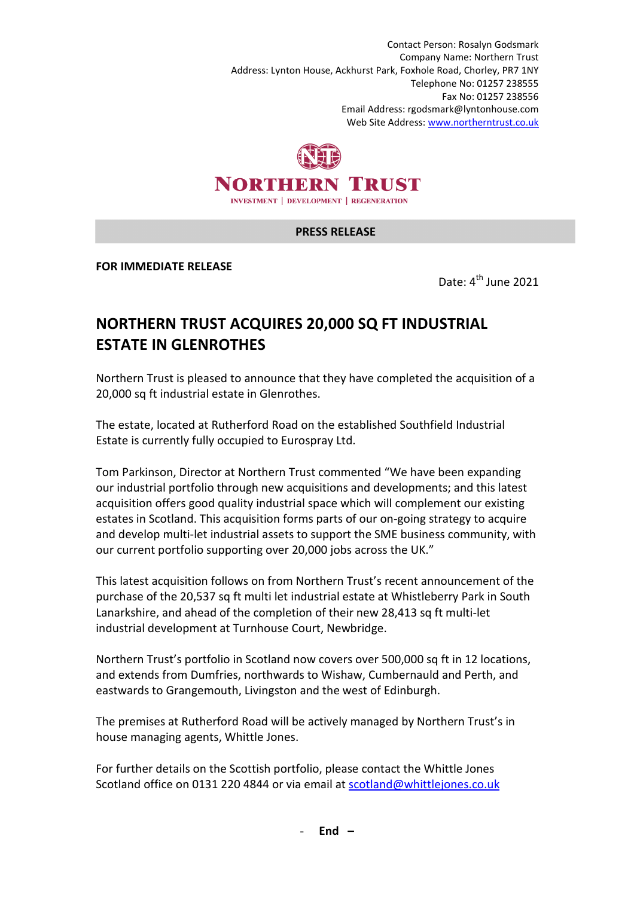Contact Person: Rosalyn Godsmark
Company Name: Northern Trust
Address: Lynton House, Ackhurst Park, Foxhole Road, Chorley, PR7 1NY
Telephone No: 01257 238555
Fax No: 01257 238556
Email Address: rgodsmark@lyntonhouse.com
Web Site Address: www.northerntrust.co.uk

NORTHERN TRUST

INVESTMENT | DEVELOPMENT | REGENERATION

**PRESS RELEASE**

**FOR IMMEDIATE RELEASE**

Date: 4th June 2021

# NORTHERN TRUST ACQUIRES 20,000 SQ FT INDUSTRIAL ESTATE IN GLENROTHES

Northern Trust is pleased to announce that they have completed the acquisition of a 20,000 sq ft industrial estate in Glenrothes.

The estate, located at Rutherford Road on the established Southfield Industrial Estate is currently fully occupied to Eurospray Ltd.

Tom Parkinson, Director at Northern Trust commented "We have been expanding our industrial portfolio through new acquisitions and developments; and this latest acquisition offers good quality industrial space which will complement our existing estates in Scotland. This acquisition forms parts of our on-going strategy to acquire and develop multi-let industrial assets to support the SME business community, with our current portfolio supporting over 20,000 jobs across the UK."

This latest acquisition follows on from Northern Trust's recent announcement of the purchase of the 20,537 sq ft multi let industrial estate at Whistleberry Park in South Lanarkshire, and ahead of the completion of their new 28,413 sq ft multi-let industrial development at Turnhouse Court, Newbridge.

Northern Trust's portfolio in Scotland now covers over 500,000 sq ft in 12 locations, and extends from Dumfries, northwards to Wishaw, Cumbernauld and Perth, and eastwards to Grangemouth, Livingston and the west of Edinburgh.

The premises at Rutherford Road will be actively managed by Northern Trust's in house managing agents, Whittle Jones.

For further details on the Scottish portfolio, please contact the Whittle Jones Scotland office on 0131 220 4844 or via email at scotland@whittlejones.co.uk

\- **End** –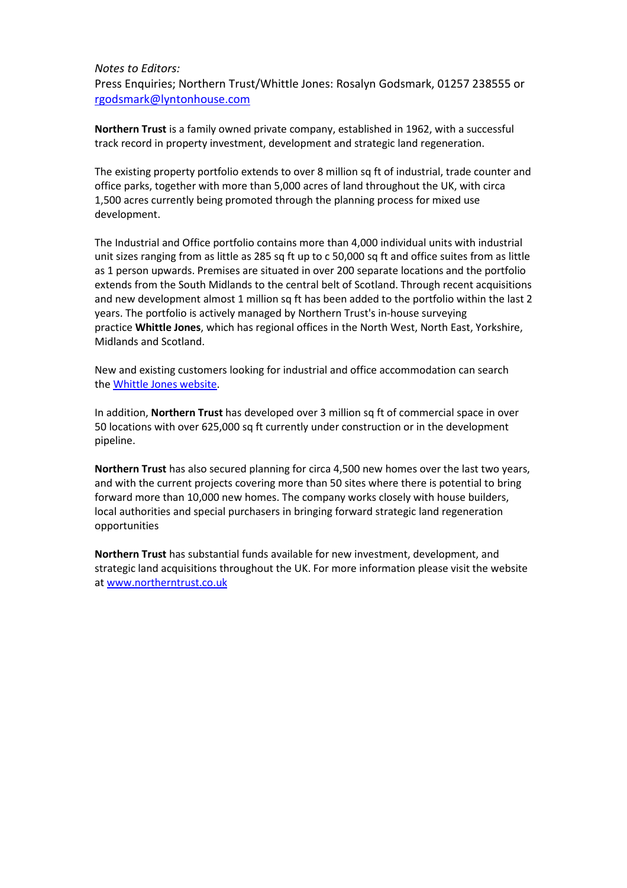*Notes to Editors:*

Press Enquiries; Northern Trust/Whittle Jones: Rosalyn Godsmark, 01257 238555 or [rgodsmark@lyntonhouse.com](mailto:rgodsmark@lyntonhouse.com)

**Northern Trust** is a family owned private company, established in 1962, with a successful track record in property investment, development and strategic land regeneration.

The existing property portfolio extends to over 8 million sq ft of industrial, trade counter and office parks, together with more than 5,000 acres of land throughout the UK, with circa 1,500 acres currently being promoted through the planning process for mixed use development.

The Industrial and Office portfolio contains more than 4,000 individual units with industrial unit sizes ranging from as little as 285 sq ft up to c 50,000 sq ft and office suites from as little as 1 person upwards. Premises are situated in over 200 separate locations and the portfolio extends from the South Midlands to the central belt of Scotland. Through recent acquisitions and new development almost 1 million sq ft has been added to the portfolio within the last 2 years. The portfolio is actively managed by Northern Trust's in-house surveying practice **Whittle Jones**, which has regional offices in the North West, North East, Yorkshire, Midlands and Scotland.

New and existing customers looking for industrial and office accommodation can search the Whittle Jones website.

In addition, **Northern Trust** has developed over 3 million sq ft of commercial space in over 50 locations with over 625,000 sq ft currently under construction or in the development pipeline.

**Northern Trust** has also secured planning for circa 4,500 new homes over the last two years, and with the current projects covering more than 50 sites where there is potential to bring forward more than 10,000 new homes. The company works closely with house builders, local authorities and special purchasers in bringing forward strategic land regeneration opportunities

**Northern Trust** has substantial funds available for new investment, development, and strategic land acquisitions throughout the UK. For more information please visit the website at [www.northerntrust.co.uk](http://www.northerntrust.co.uk)